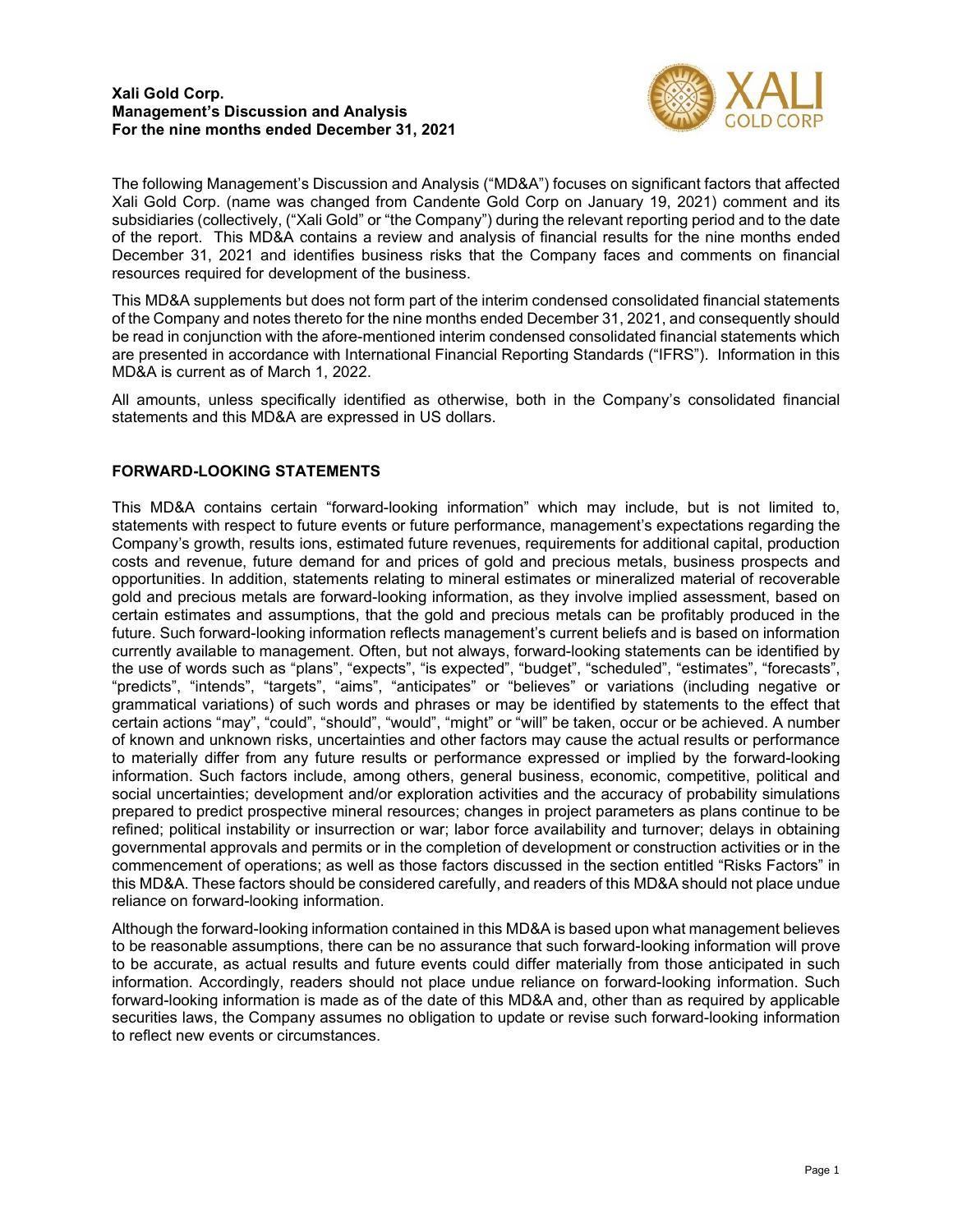**Xali Gold Corp.**
**Management's Discussion and Analysis**
**For the nine months ended December 31, 2021**

The following Management's Discussion and Analysis ("MD&A") focuses on significant factors that affected Xali Gold Corp. (name was changed from Candente Gold Corp on January 19, 2021) comment and its subsidiaries (collectively, ("Xali Gold" or "the Company") during the relevant reporting period and to the date of the report. This MD&A contains a review and analysis of financial results for the nine months ended December 31, 2021 and identifies business risks that the Company faces and comments on financial resources required for development of the business.

This MD&A supplements but does not form part of the interim condensed consolidated financial statements of the Company and notes thereto for the nine months ended December 31, 2021, and consequently should be read in conjunction with the afore-mentioned interim condensed consolidated financial statements which are presented in accordance with International Financial Reporting Standards ("IFRS"). Information in this MD&A is current as of March 1, 2022.

All amounts, unless specifically identified as otherwise, both in the Company's consolidated financial statements and this MD&A are expressed in US dollars.

## FORWARD-LOOKING STATEMENTS

This MD&A contains certain "forward-looking information" which may include, but is not limited to, statements with respect to future events or future performance, management's expectations regarding the Company's growth, results ions, estimated future revenues, requirements for additional capital, production costs and revenue, future demand for and prices of gold and precious metals, business prospects and opportunities. In addition, statements relating to mineral estimates or mineralized material of recoverable gold and precious metals are forward-looking information, as they involve implied assessment, based on certain estimates and assumptions, that the gold and precious metals can be profitably produced in the future. Such forward-looking information reflects management's current beliefs and is based on information currently available to management. Often, but not always, forward-looking statements can be identified by the use of words such as "plans", "expects", "is expected", "budget", "scheduled", "estimates", "forecasts", "predicts", "intends", "targets", "aims", "anticipates" or "believes" or variations (including negative or grammatical variations) of such words and phrases or may be identified by statements to the effect that certain actions "may", "could", "should", "would", "might" or "will" be taken, occur or be achieved. A number of known and unknown risks, uncertainties and other factors may cause the actual results or performance to materially differ from any future results or performance expressed or implied by the forward-looking information. Such factors include, among others, general business, economic, competitive, political and social uncertainties; development and/or exploration activities and the accuracy of probability simulations prepared to predict prospective mineral resources; changes in project parameters as plans continue to be refined; political instability or insurrection or war; labor force availability and turnover; delays in obtaining governmental approvals and permits or in the completion of development or construction activities or in the commencement of operations; as well as those factors discussed in the section entitled "Risks Factors" in this MD&A. These factors should be considered carefully, and readers of this MD&A should not place undue reliance on forward-looking information.

Although the forward-looking information contained in this MD&A is based upon what management believes to be reasonable assumptions, there can be no assurance that such forward-looking information will prove to be accurate, as actual results and future events could differ materially from those anticipated in such information. Accordingly, readers should not place undue reliance on forward-looking information. Such forward-looking information is made as of the date of this MD&A and, other than as required by applicable securities laws, the Company assumes no obligation to update or revise such forward-looking information to reflect new events or circumstances.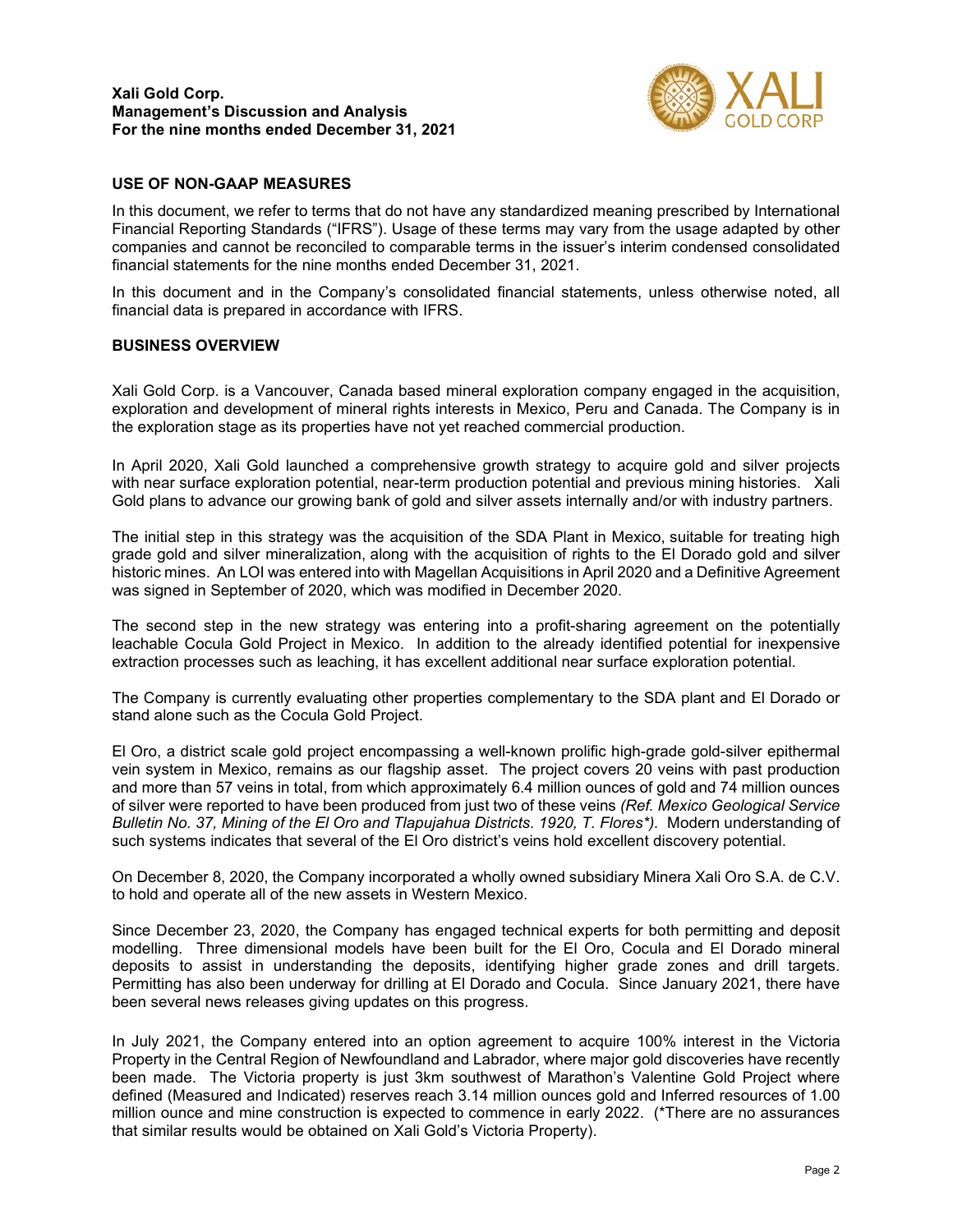## USE OF NON-GAAP MEASURES

In this document, we refer to terms that do not have any standardized meaning prescribed by International Financial Reporting Standards ("IFRS"). Usage of these terms may vary from the usage adapted by other companies and cannot be reconciled to comparable terms in the issuer's interim condensed consolidated financial statements for the nine months ended December 31, 2021.

In this document and in the Company's consolidated financial statements, unless otherwise noted, all financial data is prepared in accordance with IFRS.

## BUSINESS OVERVIEW

Xali Gold Corp. is a Vancouver, Canada based mineral exploration company engaged in the acquisition, exploration and development of mineral rights interests in Mexico, Peru and Canada. The Company is in the exploration stage as its properties have not yet reached commercial production.

In April 2020, Xali Gold launched a comprehensive growth strategy to acquire gold and silver projects with near surface exploration potential, near-term production potential and previous mining histories. Xali Gold plans to advance our growing bank of gold and silver assets internally and/or with industry partners.

The initial step in this strategy was the acquisition of the SDA Plant in Mexico, suitable for treating high grade gold and silver mineralization, along with the acquisition of rights to the El Dorado gold and silver historic mines. An LOI was entered into with Magellan Acquisitions in April 2020 and a Definitive Agreement was signed in September of 2020, which was modified in December 2020.

The second step in the new strategy was entering into a profit-sharing agreement on the potentially leachable Cocula Gold Project in Mexico. In addition to the already identified potential for inexpensive extraction processes such as leaching, it has excellent additional near surface exploration potential.

The Company is currently evaluating other properties complementary to the SDA plant and El Dorado or stand alone such as the Cocula Gold Project.

El Oro, a district scale gold project encompassing a well-known prolific high-grade gold-silver epithermal vein system in Mexico, remains as our flagship asset. The project covers 20 veins with past production and more than 57 veins in total, from which approximately 6.4 million ounces of gold and 74 million ounces of silver were reported to have been produced from just two of these veins *(Ref. Mexico Geological Service Bulletin No. 37, Mining of the El Oro and Tlapujahua Districts. 1920, T. Flores\*).* Modern understanding of such systems indicates that several of the El Oro district's veins hold excellent discovery potential.

On December 8, 2020, the Company incorporated a wholly owned subsidiary Minera Xali Oro S.A. de C.V. to hold and operate all of the new assets in Western Mexico.

Since December 23, 2020, the Company has engaged technical experts for both permitting and deposit modelling. Three dimensional models have been built for the El Oro, Cocula and El Dorado mineral deposits to assist in understanding the deposits, identifying higher grade zones and drill targets. Permitting has also been underway for drilling at El Dorado and Cocula. Since January 2021, there have been several news releases giving updates on this progress.

In July 2021, the Company entered into an option agreement to acquire 100% interest in the Victoria Property in the Central Region of Newfoundland and Labrador, where major gold discoveries have recently been made. The Victoria property is just 3km southwest of Marathon's Valentine Gold Project where defined (Measured and Indicated) reserves reach 3.14 million ounces gold and Inferred resources of 1.00 million ounce and mine construction is expected to commence in early 2022. (\*There are no assurances that similar results would be obtained on Xali Gold's Victoria Property).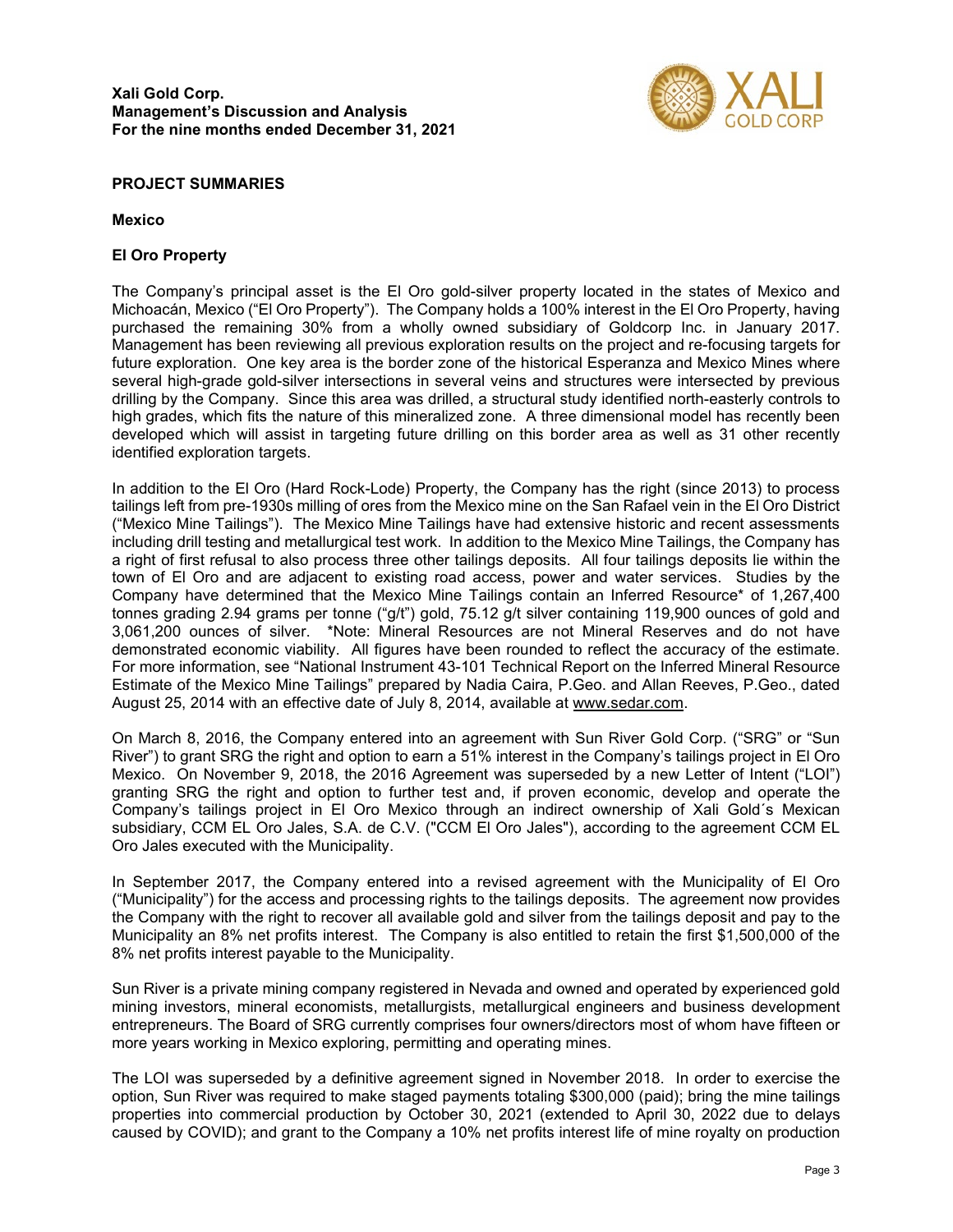## PROJECT SUMMARIES

### Mexico

### El Oro Property

The Company's principal asset is the El Oro gold-silver property located in the states of Mexico and Michoacán, Mexico ("El Oro Property"). The Company holds a 100% interest in the El Oro Property, having purchased the remaining 30% from a wholly owned subsidiary of Goldcorp Inc. in January 2017. Management has been reviewing all previous exploration results on the project and re-focusing targets for future exploration. One key area is the border zone of the historical Esperanza and Mexico Mines where several high-grade gold-silver intersections in several veins and structures were intersected by previous drilling by the Company. Since this area was drilled, a structural study identified north-easterly controls to high grades, which fits the nature of this mineralized zone. A three dimensional model has recently been developed which will assist in targeting future drilling on this border area as well as 31 other recently identified exploration targets.

In addition to the El Oro (Hard Rock-Lode) Property, the Company has the right (since 2013) to process tailings left from pre-1930s milling of ores from the Mexico mine on the San Rafael vein in the El Oro District ("Mexico Mine Tailings"). The Mexico Mine Tailings have had extensive historic and recent assessments including drill testing and metallurgical test work. In addition to the Mexico Mine Tailings, the Company has a right of first refusal to also process three other tailings deposits. All four tailings deposits lie within the town of El Oro and are adjacent to existing road access, power and water services. Studies by the Company have determined that the Mexico Mine Tailings contain an Inferred Resource* of 1,267,400 tonnes grading 2.94 grams per tonne ("g/t") gold, 75.12 g/t silver containing 119,900 ounces of gold and 3,061,200 ounces of silver. *Note: Mineral Resources are not Mineral Reserves and do not have demonstrated economic viability. All figures have been rounded to reflect the accuracy of the estimate. For more information, see "National Instrument 43-101 Technical Report on the Inferred Mineral Resource Estimate of the Mexico Mine Tailings" prepared by Nadia Caira, P.Geo. and Allan Reeves, P.Geo., dated August 25, 2014 with an effective date of July 8, 2014, available at www.sedar.com.

On March 8, 2016, the Company entered into an agreement with Sun River Gold Corp. ("SRG" or "Sun River") to grant SRG the right and option to earn a 51% interest in the Company's tailings project in El Oro Mexico. On November 9, 2018, the 2016 Agreement was superseded by a new Letter of Intent ("LOI") granting SRG the right and option to further test and, if proven economic, develop and operate the Company's tailings project in El Oro Mexico through an indirect ownership of Xali Gold´s Mexican subsidiary, CCM EL Oro Jales, S.A. de C.V. ("CCM El Oro Jales"), according to the agreement CCM EL Oro Jales executed with the Municipality.

In September 2017, the Company entered into a revised agreement with the Municipality of El Oro ("Municipality") for the access and processing rights to the tailings deposits. The agreement now provides the Company with the right to recover all available gold and silver from the tailings deposit and pay to the Municipality an 8% net profits interest. The Company is also entitled to retain the first $1,500,000 of the 8% net profits interest payable to the Municipality.

Sun River is a private mining company registered in Nevada and owned and operated by experienced gold mining investors, mineral economists, metallurgists, metallurgical engineers and business development entrepreneurs. The Board of SRG currently comprises four owners/directors most of whom have fifteen or more years working in Mexico exploring, permitting and operating mines.

The LOI was superseded by a definitive agreement signed in November 2018. In order to exercise the option, Sun River was required to make staged payments totaling $300,000 (paid); bring the mine tailings properties into commercial production by October 30, 2021 (extended to April 30, 2022 due to delays caused by COVID); and grant to the Company a 10% net profits interest life of mine royalty on production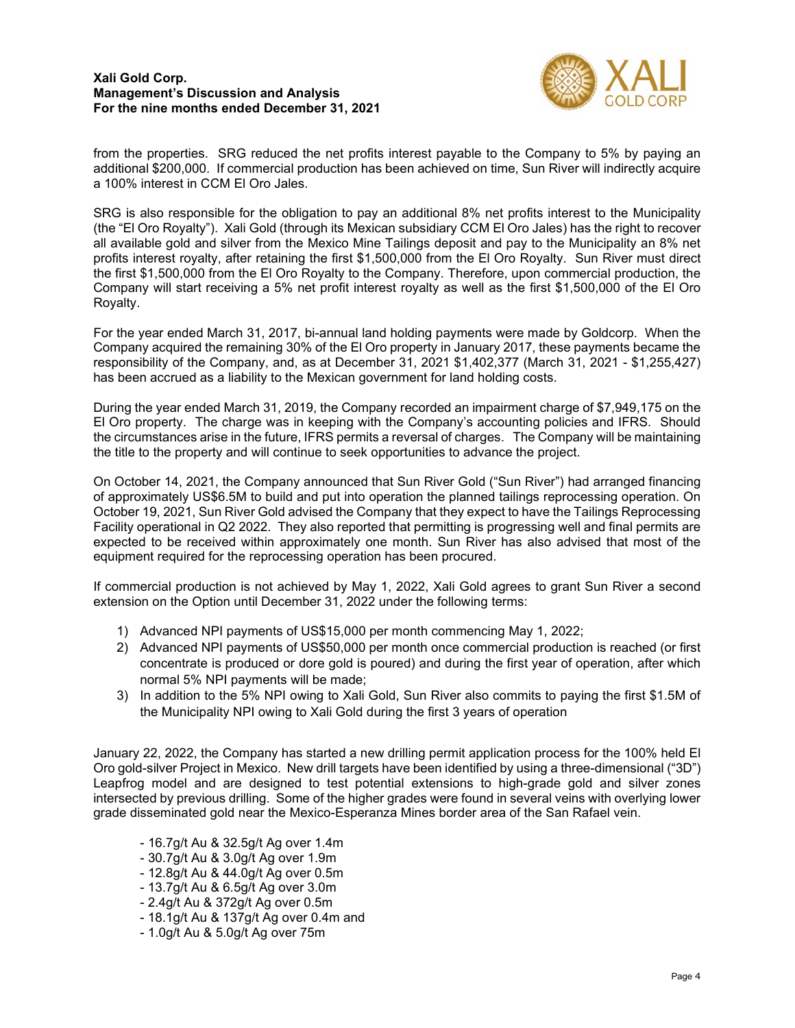from the properties. SRG reduced the net profits interest payable to the Company to 5% by paying an additional $200,000. If commercial production has been achieved on time, Sun River will indirectly acquire a 100% interest in CCM El Oro Jales.

SRG is also responsible for the obligation to pay an additional 8% net profits interest to the Municipality (the "El Oro Royalty"). Xali Gold (through its Mexican subsidiary CCM El Oro Jales) has the right to recover all available gold and silver from the Mexico Mine Tailings deposit and pay to the Municipality an 8% net profits interest royalty, after retaining the first $1,500,000 from the El Oro Royalty. Sun River must direct the first $1,500,000 from the El Oro Royalty to the Company. Therefore, upon commercial production, the Company will start receiving a 5% net profit interest royalty as well as the first $1,500,000 of the El Oro Royalty.

For the year ended March 31, 2017, bi-annual land holding payments were made by Goldcorp. When the Company acquired the remaining 30% of the El Oro property in January 2017, these payments became the responsibility of the Company, and, as at December 31, 2021 $1,402,377 (March 31, 2021 - $1,255,427) has been accrued as a liability to the Mexican government for land holding costs.

During the year ended March 31, 2019, the Company recorded an impairment charge of $7,949,175 on the El Oro property. The charge was in keeping with the Company's accounting policies and IFRS. Should the circumstances arise in the future, IFRS permits a reversal of charges. The Company will be maintaining the title to the property and will continue to seek opportunities to advance the project.

On October 14, 2021, the Company announced that Sun River Gold ("Sun River") had arranged financing of approximately US$6.5M to build and put into operation the planned tailings reprocessing operation. On October 19, 2021, Sun River Gold advised the Company that they expect to have the Tailings Reprocessing Facility operational in Q2 2022. They also reported that permitting is progressing well and final permits are expected to be received within approximately one month. Sun River has also advised that most of the equipment required for the reprocessing operation has been procured.

If commercial production is not achieved by May 1, 2022, Xali Gold agrees to grant Sun River a second extension on the Option until December 31, 2022 under the following terms:

1) Advanced NPI payments of US$15,000 per month commencing May 1, 2022;
2) Advanced NPI payments of US$50,000 per month once commercial production is reached (or first concentrate is produced or dore gold is poured) and during the first year of operation, after which normal 5% NPI payments will be made;
3) In addition to the 5% NPI owing to Xali Gold, Sun River also commits to paying the first $1.5M of the Municipality NPI owing to Xali Gold during the first 3 years of operation

January 22, 2022, the Company has started a new drilling permit application process for the 100% held El Oro gold-silver Project in Mexico. New drill targets have been identified by using a three-dimensional ("3D") Leapfrog model and are designed to test potential extensions to high-grade gold and silver zones intersected by previous drilling. Some of the higher grades were found in several veins with overlying lower grade disseminated gold near the Mexico-Esperanza Mines border area of the San Rafael vein.

- 16.7g/t Au & 32.5g/t Ag over 1.4m
- 30.7g/t Au & 3.0g/t Ag over 1.9m
- 12.8g/t Au & 44.0g/t Ag over 0.5m
- 13.7g/t Au & 6.5g/t Ag over 3.0m
- 2.4g/t Au & 372g/t Ag over 0.5m
- 18.1g/t Au & 137g/t Ag over 0.4m and
- 1.0g/t Au & 5.0g/t Ag over 75m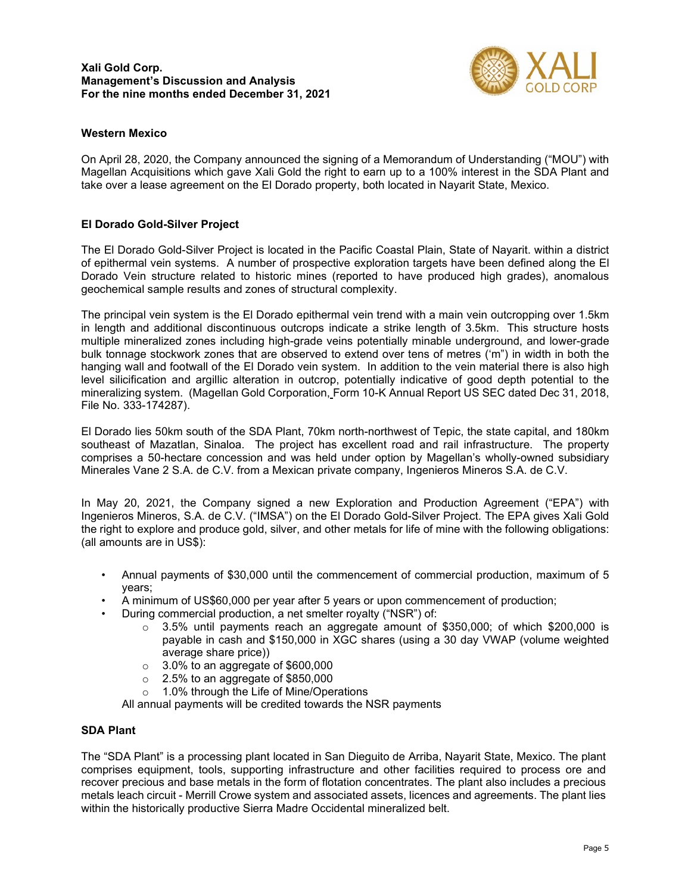## Western Mexico

On April 28, 2020, the Company announced the signing of a Memorandum of Understanding ("MOU") with Magellan Acquisitions which gave Xali Gold the right to earn up to a 100% interest in the SDA Plant and take over a lease agreement on the El Dorado property, both located in Nayarit State, Mexico.

## El Dorado Gold-Silver Project

The El Dorado Gold-Silver Project is located in the Pacific Coastal Plain, State of Nayarit. within a district of epithermal vein systems. A number of prospective exploration targets have been defined along the El Dorado Vein structure related to historic mines (reported to have produced high grades), anomalous geochemical sample results and zones of structural complexity.

The principal vein system is the El Dorado epithermal vein trend with a main vein outcropping over 1.5km in length and additional discontinuous outcrops indicate a strike length of 3.5km. This structure hosts multiple mineralized zones including high-grade veins potentially minable underground, and lower-grade bulk tonnage stockwork zones that are observed to extend over tens of metres ('m") in width in both the hanging wall and footwall of the El Dorado vein system. In addition to the vein material there is also high level silicification and argillic alteration in outcrop, potentially indicative of good depth potential to the mineralizing system. (Magellan Gold Corporation, Form 10-K Annual Report US SEC dated Dec 31, 2018, File No. 333-174287).

El Dorado lies 50km south of the SDA Plant, 70km north-northwest of Tepic, the state capital, and 180km southeast of Mazatlan, Sinaloa. The project has excellent road and rail infrastructure. The property comprises a 50-hectare concession and was held under option by Magellan's wholly-owned subsidiary Minerales Vane 2 S.A. de C.V. from a Mexican private company, Ingenieros Mineros S.A. de C.V.

In May 20, 2021, the Company signed a new Exploration and Production Agreement ("EPA") with Ingenieros Mineros, S.A. de C.V. ("IMSA") on the El Dorado Gold-Silver Project. The EPA gives Xali Gold the right to explore and produce gold, silver, and other metals for life of mine with the following obligations: (all amounts are in US$):

- Annual payments of $30,000 until the commencement of commercial production, maximum of 5 years;
- A minimum of US$60,000 per year after 5 years or upon commencement of production;
- During commercial production, a net smelter royalty ("NSR") of:
  - 3.5% until payments reach an aggregate amount of $350,000; of which $200,000 is payable in cash and $150,000 in XGC shares (using a 30 day VWAP (volume weighted average share price))
  - 3.0% to an aggregate of $600,000
  - 2.5% to an aggregate of $850,000
  - 1.0% through the Life of Mine/Operations

All annual payments will be credited towards the NSR payments

## SDA Plant

The "SDA Plant" is a processing plant located in San Dieguito de Arriba, Nayarit State, Mexico. The plant comprises equipment, tools, supporting infrastructure and other facilities required to process ore and recover precious and base metals in the form of flotation concentrates. The plant also includes a precious metals leach circuit - Merrill Crowe system and associated assets, licences and agreements. The plant lies within the historically productive Sierra Madre Occidental mineralized belt.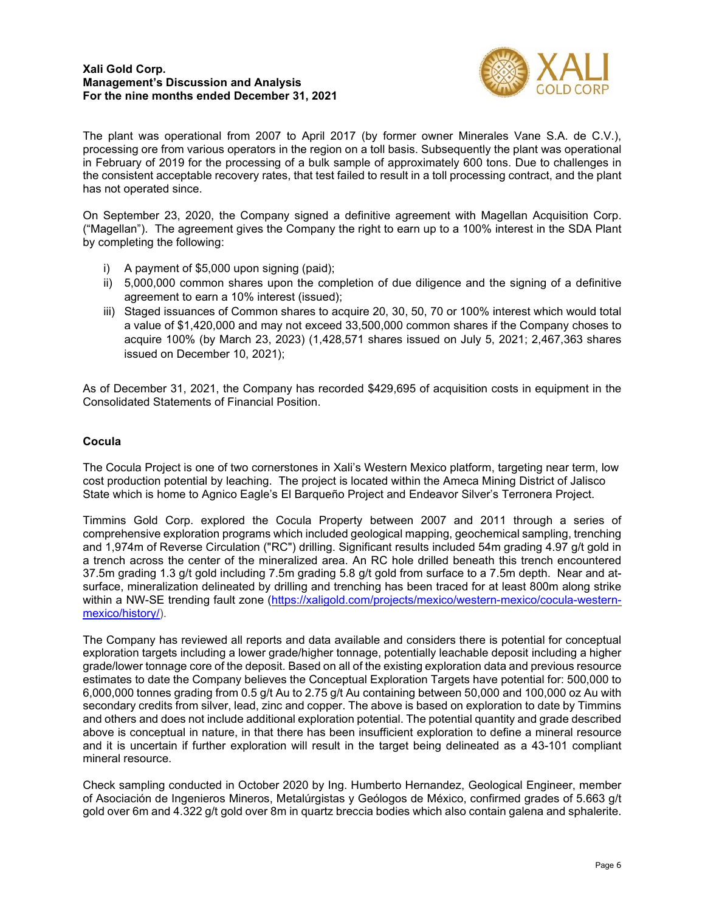The plant was operational from 2007 to April 2017 (by former owner Minerales Vane S.A. de C.V.), processing ore from various operators in the region on a toll basis. Subsequently the plant was operational in February of 2019 for the processing of a bulk sample of approximately 600 tons. Due to challenges in the consistent acceptable recovery rates, that test failed to result in a toll processing contract, and the plant has not operated since.

On September 23, 2020, the Company signed a definitive agreement with Magellan Acquisition Corp. ("Magellan"). The agreement gives the Company the right to earn up to a 100% interest in the SDA Plant by completing the following:

i) A payment of $5,000 upon signing (paid);
ii) 5,000,000 common shares upon the completion of due diligence and the signing of a definitive agreement to earn a 10% interest (issued);
iii) Staged issuances of Common shares to acquire 20, 30, 50, 70 or 100% interest which would total a value of $1,420,000 and may not exceed 33,500,000 common shares if the Company choses to acquire 100% (by March 23, 2023) (1,428,571 shares issued on July 5, 2021; 2,467,363 shares issued on December 10, 2021);

As of December 31, 2021, the Company has recorded $429,695 of acquisition costs in equipment in the Consolidated Statements of Financial Position.

**Cocula**

The Cocula Project is one of two cornerstones in Xali's Western Mexico platform, targeting near term, low cost production potential by leaching. The project is located within the Ameca Mining District of Jalisco State which is home to Agnico Eagle's El Barqueño Project and Endeavor Silver's Terronera Project.

Timmins Gold Corp. explored the Cocula Property between 2007 and 2011 through a series of comprehensive exploration programs which included geological mapping, geochemical sampling, trenching and 1,974m of Reverse Circulation ("RC") drilling. Significant results included 54m grading 4.97 g/t gold in a trench across the center of the mineralized area. An RC hole drilled beneath this trench encountered 37.5m grading 1.3 g/t gold including 7.5m grading 5.8 g/t gold from surface to a 7.5m depth. Near and at-surface, mineralization delineated by drilling and trenching has been traced for at least 800m along strike within a NW-SE trending fault zone (https://xaligold.com/projects/mexico/western-mexico/cocula-western-mexico/history/).

The Company has reviewed all reports and data available and considers there is potential for conceptual exploration targets including a lower grade/higher tonnage, potentially leachable deposit including a higher grade/lower tonnage core of the deposit. Based on all of the existing exploration data and previous resource estimates to date the Company believes the Conceptual Exploration Targets have potential for: 500,000 to 6,000,000 tonnes grading from 0.5 g/t Au to 2.75 g/t Au containing between 50,000 and 100,000 oz Au with secondary credits from silver, lead, zinc and copper. The above is based on exploration to date by Timmins and others and does not include additional exploration potential. The potential quantity and grade described above is conceptual in nature, in that there has been insufficient exploration to define a mineral resource and it is uncertain if further exploration will result in the target being delineated as a 43-101 compliant mineral resource.

Check sampling conducted in October 2020 by Ing. Humberto Hernandez, Geological Engineer, member of Asociación de Ingenieros Mineros, Metalúrgistas y Geólogos de México, confirmed grades of 5.663 g/t gold over 6m and 4.322 g/t gold over 8m in quartz breccia bodies which also contain galena and sphalerite.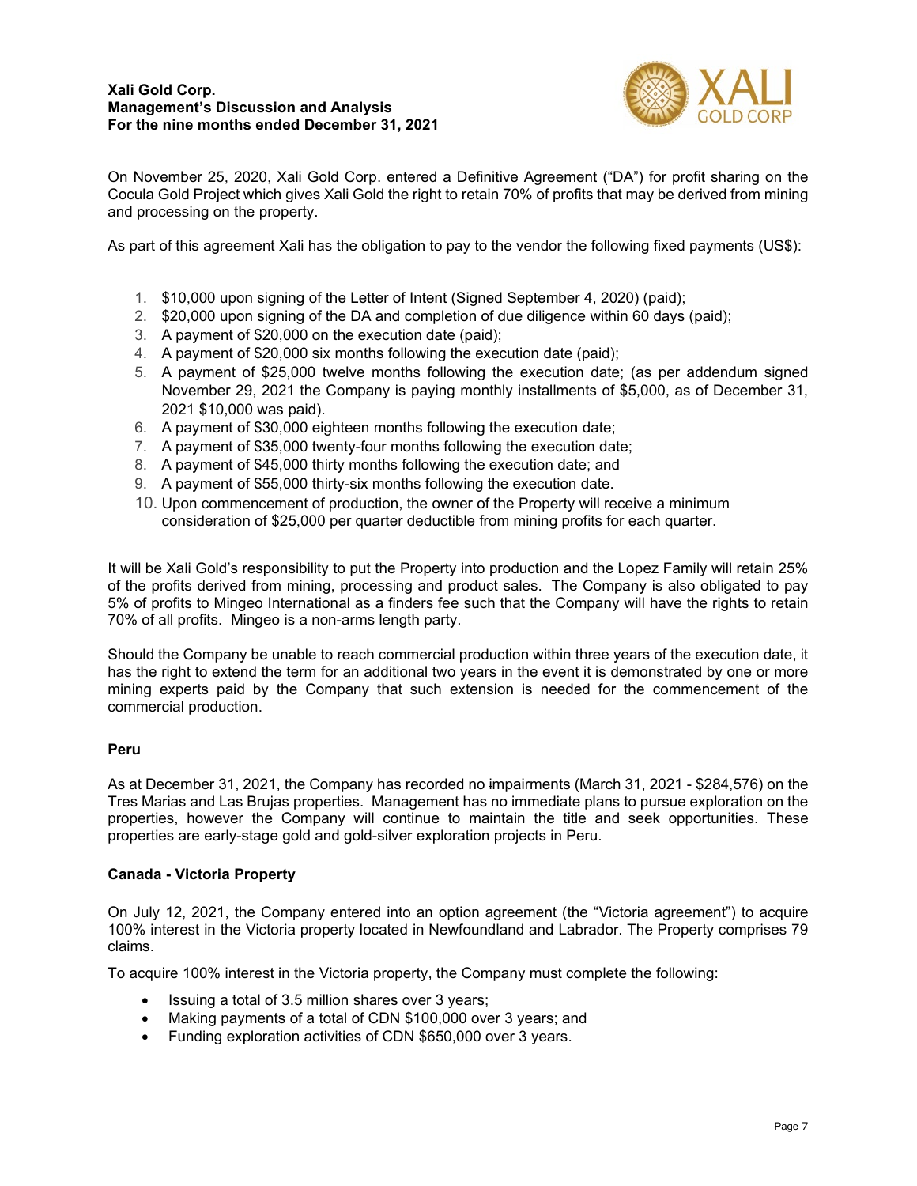On November 25, 2020, Xali Gold Corp. entered a Definitive Agreement ("DA") for profit sharing on the Cocula Gold Project which gives Xali Gold the right to retain 70% of profits that may be derived from mining and processing on the property.

As part of this agreement Xali has the obligation to pay to the vendor the following fixed payments (US$):

1. $10,000 upon signing of the Letter of Intent (Signed September 4, 2020) (paid);
2. $20,000 upon signing of the DA and completion of due diligence within 60 days (paid);
3. A payment of $20,000 on the execution date (paid);
4. A payment of $20,000 six months following the execution date (paid);
5. A payment of $25,000 twelve months following the execution date; (as per addendum signed November 29, 2021 the Company is paying monthly installments of $5,000, as of December 31, 2021 $10,000 was paid).
6. A payment of $30,000 eighteen months following the execution date;
7. A payment of $35,000 twenty-four months following the execution date;
8. A payment of $45,000 thirty months following the execution date; and
9. A payment of $55,000 thirty-six months following the execution date.
10. Upon commencement of production, the owner of the Property will receive a minimum consideration of $25,000 per quarter deductible from mining profits for each quarter.

It will be Xali Gold's responsibility to put the Property into production and the Lopez Family will retain 25% of the profits derived from mining, processing and product sales. The Company is also obligated to pay 5% of profits to Mingeo International as a finders fee such that the Company will have the rights to retain 70% of all profits. Mingeo is a non-arms length party.

Should the Company be unable to reach commercial production within three years of the execution date, it has the right to extend the term for an additional two years in the event it is demonstrated by one or more mining experts paid by the Company that such extension is needed for the commencement of the commercial production.

### Peru

As at December 31, 2021, the Company has recorded no impairments (March 31, 2021 - $284,576) on the Tres Marias and Las Brujas properties. Management has no immediate plans to pursue exploration on the properties, however the Company will continue to maintain the title and seek opportunities. These properties are early-stage gold and gold-silver exploration projects in Peru.

### Canada - Victoria Property

On July 12, 2021, the Company entered into an option agreement (the "Victoria agreement") to acquire 100% interest in the Victoria property located in Newfoundland and Labrador. The Property comprises 79 claims.

To acquire 100% interest in the Victoria property, the Company must complete the following:

- Issuing a total of 3.5 million shares over 3 years;
- Making payments of a total of CDN $100,000 over 3 years; and
- Funding exploration activities of CDN $650,000 over 3 years.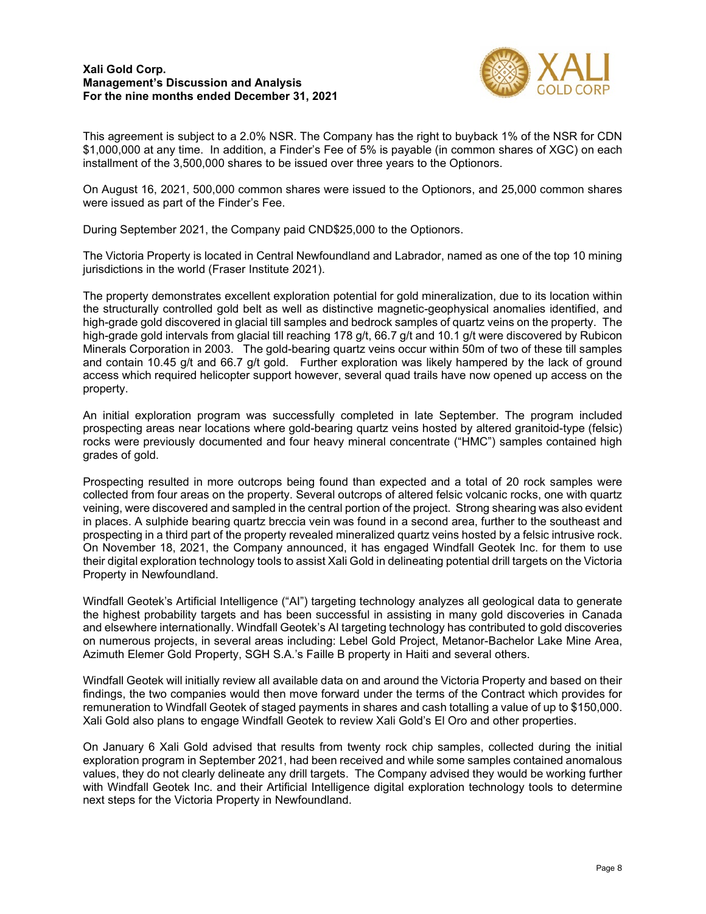This agreement is subject to a 2.0% NSR. The Company has the right to buyback 1% of the NSR for CDN $1,000,000 at any time. In addition, a Finder's Fee of 5% is payable (in common shares of XGC) on each installment of the 3,500,000 shares to be issued over three years to the Optionors.

On August 16, 2021, 500,000 common shares were issued to the Optionors, and 25,000 common shares were issued as part of the Finder's Fee.

During September 2021, the Company paid CND$25,000 to the Optionors.

The Victoria Property is located in Central Newfoundland and Labrador, named as one of the top 10 mining jurisdictions in the world (Fraser Institute 2021).

The property demonstrates excellent exploration potential for gold mineralization, due to its location within the structurally controlled gold belt as well as distinctive magnetic-geophysical anomalies identified, and high-grade gold discovered in glacial till samples and bedrock samples of quartz veins on the property. The high-grade gold intervals from glacial till reaching 178 g/t, 66.7 g/t and 10.1 g/t were discovered by Rubicon Minerals Corporation in 2003. The gold-bearing quartz veins occur within 50m of two of these till samples and contain 10.45 g/t and 66.7 g/t gold. Further exploration was likely hampered by the lack of ground access which required helicopter support however, several quad trails have now opened up access on the property.

An initial exploration program was successfully completed in late September. The program included prospecting areas near locations where gold-bearing quartz veins hosted by altered granitoid-type (felsic) rocks were previously documented and four heavy mineral concentrate ("HMC") samples contained high grades of gold.

Prospecting resulted in more outcrops being found than expected and a total of 20 rock samples were collected from four areas on the property. Several outcrops of altered felsic volcanic rocks, one with quartz veining, were discovered and sampled in the central portion of the project. Strong shearing was also evident in places. A sulphide bearing quartz breccia vein was found in a second area, further to the southeast and prospecting in a third part of the property revealed mineralized quartz veins hosted by a felsic intrusive rock. On November 18, 2021, the Company announced, it has engaged Windfall Geotek Inc. for them to use their digital exploration technology tools to assist Xali Gold in delineating potential drill targets on the Victoria Property in Newfoundland.

Windfall Geotek's Artificial Intelligence ("AI") targeting technology analyzes all geological data to generate the highest probability targets and has been successful in assisting in many gold discoveries in Canada and elsewhere internationally. Windfall Geotek's AI targeting technology has contributed to gold discoveries on numerous projects, in several areas including: Lebel Gold Project, Metanor-Bachelor Lake Mine Area, Azimuth Elemer Gold Property, SGH S.A.'s Faille B property in Haiti and several others.

Windfall Geotek will initially review all available data on and around the Victoria Property and based on their findings, the two companies would then move forward under the terms of the Contract which provides for remuneration to Windfall Geotek of staged payments in shares and cash totalling a value of up to $150,000. Xali Gold also plans to engage Windfall Geotek to review Xali Gold's El Oro and other properties.

On January 6 Xali Gold advised that results from twenty rock chip samples, collected during the initial exploration program in September 2021, had been received and while some samples contained anomalous values, they do not clearly delineate any drill targets. The Company advised they would be working further with Windfall Geotek Inc. and their Artificial Intelligence digital exploration technology tools to determine next steps for the Victoria Property in Newfoundland.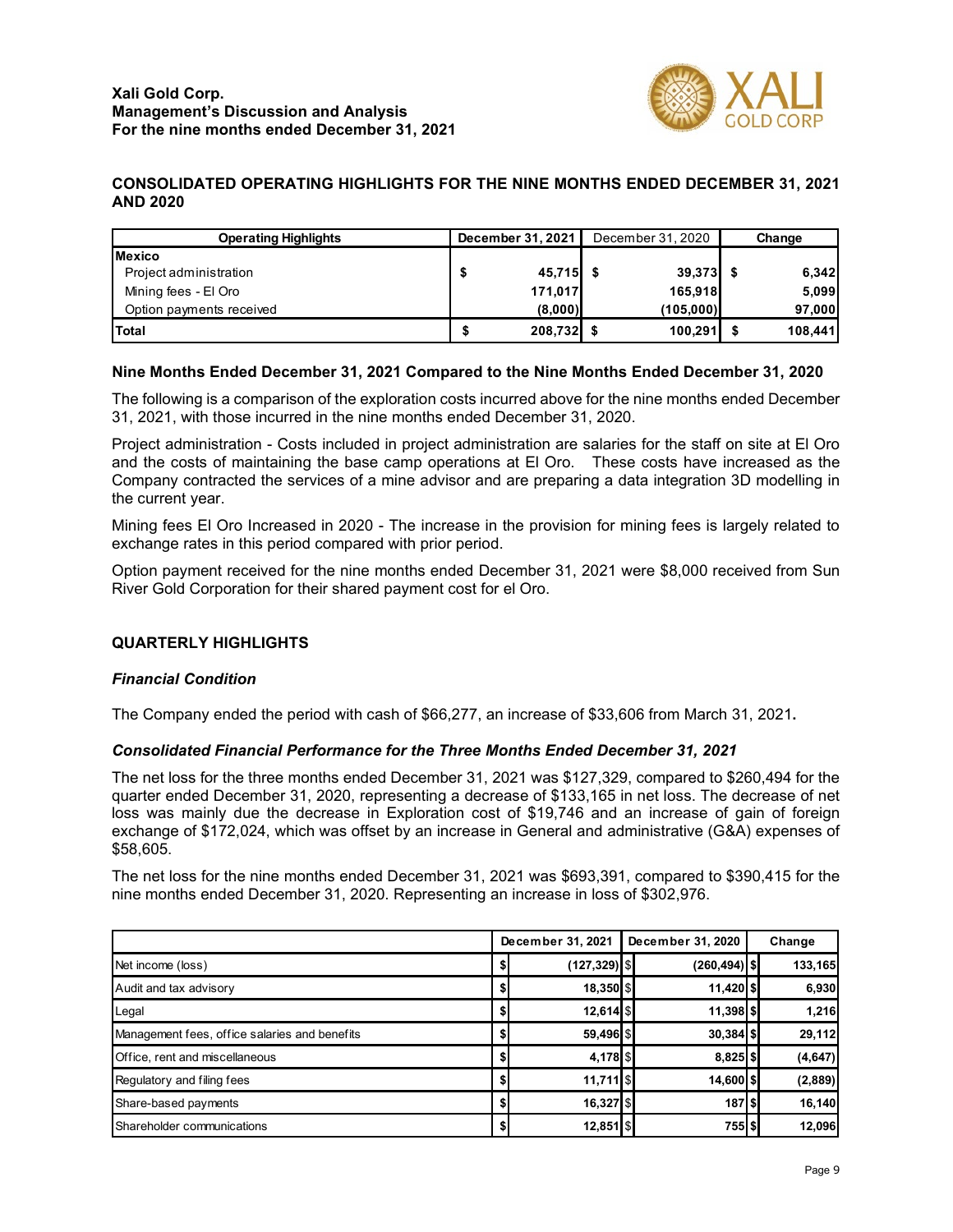## CONSOLIDATED OPERATING HIGHLIGHTS FOR THE NINE MONTHS ENDED DECEMBER 31, 2021 AND 2020

| Operating Highlights | December 31, 2021 | December 31, 2020 | Change |
|---|---|---|---|
| **Mexico** | | | |
| Project administration | $ 45,715 | $ 39,373 | $ 6,342 |
| Mining fees - El Oro | 171,017 | 165,918 | 5,099 |
| Option payments received | (8,000) | (105,000) | 97,000 |
| **Total** | $ 208,732 | $ 100,291 | $ 108,441 |

### Nine Months Ended December 31, 2021 Compared to the Nine Months Ended December 31, 2020

The following is a comparison of the exploration costs incurred above for the nine months ended December 31, 2021, with those incurred in the nine months ended December 31, 2020.

Project administration - Costs included in project administration are salaries for the staff on site at El Oro and the costs of maintaining the base camp operations at El Oro. These costs have increased as the Company contracted the services of a mine advisor and are preparing a data integration 3D modelling in the current year.

Mining fees El Oro Increased in 2020 - The increase in the provision for mining fees is largely related to exchange rates in this period compared with prior period.

Option payment received for the nine months ended December 31, 2021 were $8,000 received from Sun River Gold Corporation for their shared payment cost for el Oro.

## QUARTERLY HIGHLIGHTS

### *Financial Condition*

The Company ended the period with cash of $66,277, an increase of $33,606 from March 31, 2021**.**

### *Consolidated Financial Performance for the Three Months Ended December 31, 2021*

The net loss for the three months ended December 31, 2021 was $127,329, compared to $260,494 for the quarter ended December 31, 2020, representing a decrease of $133,165 in net loss. The decrease of net loss was mainly due the decrease in Exploration cost of $19,746 and an increase of gain of foreign exchange of $172,024, which was offset by an increase in General and administrative (G&A) expenses of $58,605.

The net loss for the nine months ended December 31, 2021 was $693,391, compared to $390,415 for the nine months ended December 31, 2020. Representing an increase in loss of $302,976.

| | December 31, 2021 | December 31, 2020 | Change |
|---|---|---|---|
| Net income (loss) | $ (127,329) | $ (260,494) | $ 133,165 |
| Audit and tax advisory | $ 18,350 | $ 11,420 | $ 6,930 |
| Legal | $ 12,614 | $ 11,398 | $ 1,216 |
| Management fees, office salaries and benefits | $ 59,496 | $ 30,384 | $ 29,112 |
| Office, rent and miscellaneous | $ 4,178 | $ 8,825 | $ (4,647) |
| Regulatory and filing fees | $ 11,711 | $ 14,600 | $ (2,889) |
| Share-based payments | $ 16,327 | $ 187 | $ 16,140 |
| Shareholder communications | $ 12,851 | $ 755 | $ 12,096 |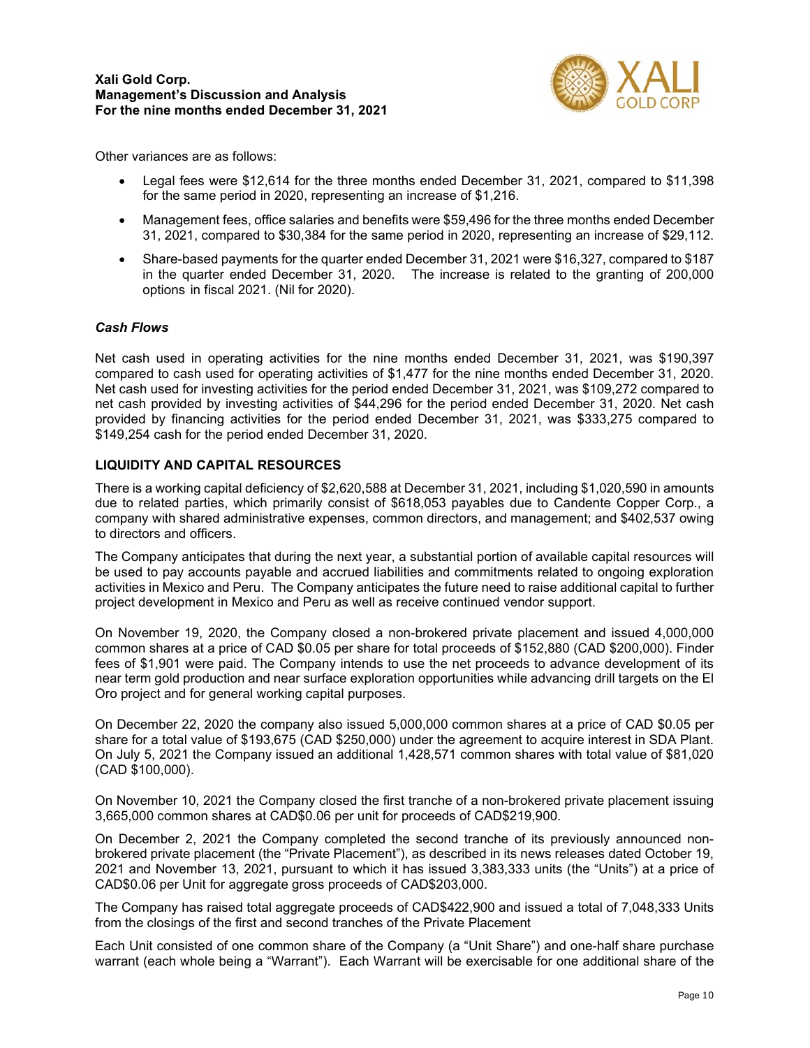Other variances are as follows:

- Legal fees were $12,614 for the three months ended December 31, 2021, compared to $11,398 for the same period in 2020, representing an increase of $1,216.
- Management fees, office salaries and benefits were $59,496 for the three months ended December 31, 2021, compared to $30,384 for the same period in 2020, representing an increase of $29,112.
- Share-based payments for the quarter ended December 31, 2021 were $16,327, compared to $187 in the quarter ended December 31, 2020. The increase is related to the granting of 200,000 options in fiscal 2021. (Nil for 2020).

### *Cash Flows*

Net cash used in operating activities for the nine months ended December 31, 2021, was $190,397 compared to cash used for operating activities of $1,477 for the nine months ended December 31, 2020. Net cash used for investing activities for the period ended December 31, 2021, was $109,272 compared to net cash provided by investing activities of $44,296 for the period ended December 31, 2020. Net cash provided by financing activities for the period ended December 31, 2021, was $333,275 compared to $149,254 cash for the period ended December 31, 2020.

## LIQUIDITY AND CAPITAL RESOURCES

There is a working capital deficiency of $2,620,588 at December 31, 2021, including $1,020,590 in amounts due to related parties, which primarily consist of $618,053 payables due to Candente Copper Corp., a company with shared administrative expenses, common directors, and management; and $402,537 owing to directors and officers.

The Company anticipates that during the next year, a substantial portion of available capital resources will be used to pay accounts payable and accrued liabilities and commitments related to ongoing exploration activities in Mexico and Peru. The Company anticipates the future need to raise additional capital to further project development in Mexico and Peru as well as receive continued vendor support.

On November 19, 2020, the Company closed a non-brokered private placement and issued 4,000,000 common shares at a price of CAD $0.05 per share for total proceeds of $152,880 (CAD $200,000). Finder fees of $1,901 were paid. The Company intends to use the net proceeds to advance development of its near term gold production and near surface exploration opportunities while advancing drill targets on the El Oro project and for general working capital purposes.

On December 22, 2020 the company also issued 5,000,000 common shares at a price of CAD $0.05 per share for a total value of $193,675 (CAD $250,000) under the agreement to acquire interest in SDA Plant. On July 5, 2021 the Company issued an additional 1,428,571 common shares with total value of $81,020 (CAD $100,000).

On November 10, 2021 the Company closed the first tranche of a non-brokered private placement issuing 3,665,000 common shares at CAD$0.06 per unit for proceeds of CAD$219,900.

On December 2, 2021 the Company completed the second tranche of its previously announced non-brokered private placement (the "Private Placement"), as described in its news releases dated October 19, 2021 and November 13, 2021, pursuant to which it has issued 3,383,333 units (the "Units") at a price of CAD$0.06 per Unit for aggregate gross proceeds of CAD$203,000.

The Company has raised total aggregate proceeds of CAD$422,900 and issued a total of 7,048,333 Units from the closings of the first and second tranches of the Private Placement

Each Unit consisted of one common share of the Company (a "Unit Share") and one-half share purchase warrant (each whole being a "Warrant"). Each Warrant will be exercisable for one additional share of the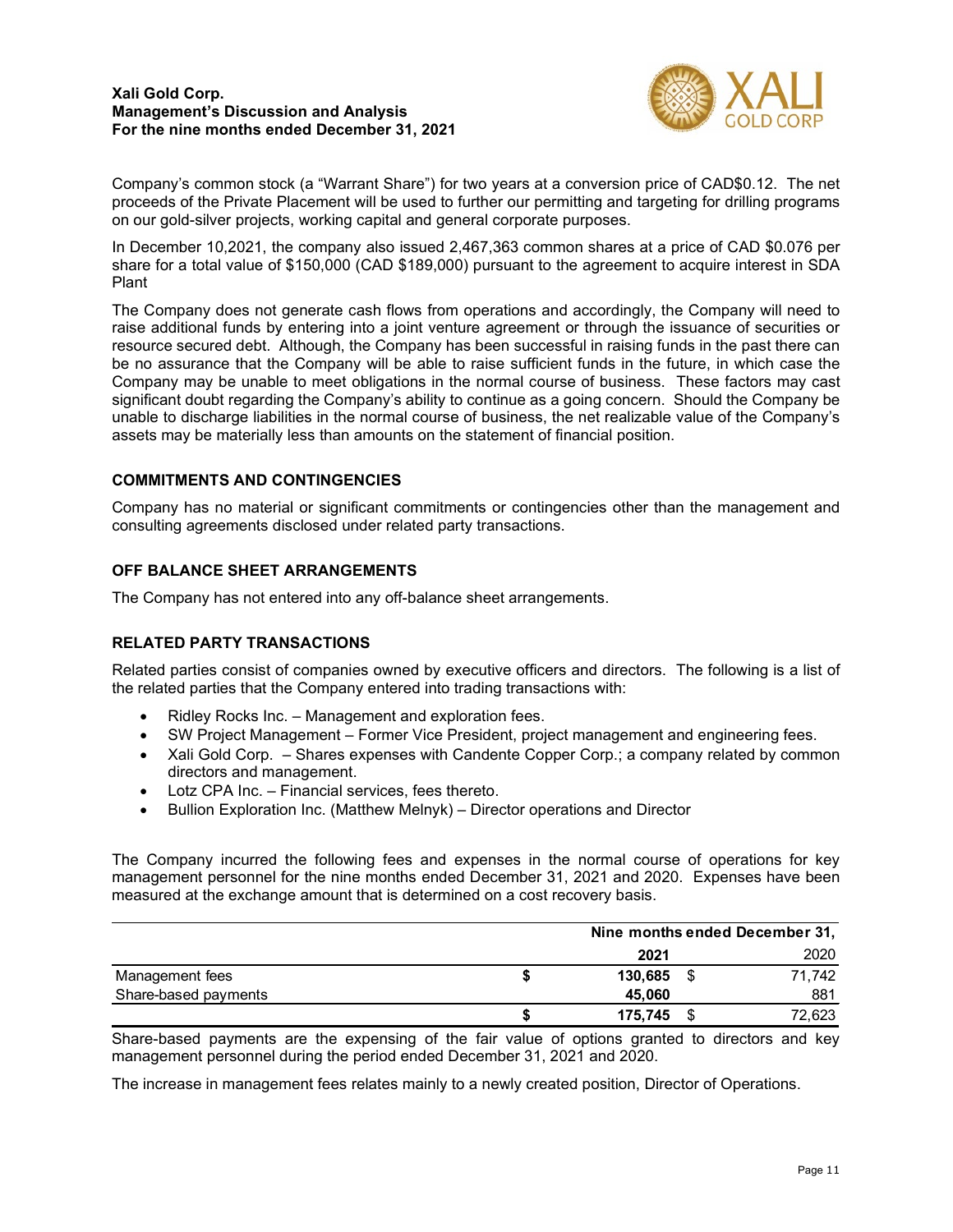Company's common stock (a "Warrant Share") for two years at a conversion price of CAD$0.12. The net proceeds of the Private Placement will be used to further our permitting and targeting for drilling programs on our gold-silver projects, working capital and general corporate purposes.

In December 10,2021, the company also issued 2,467,363 common shares at a price of CAD $0.076 per share for a total value of $150,000 (CAD $189,000) pursuant to the agreement to acquire interest in SDA Plant

The Company does not generate cash flows from operations and accordingly, the Company will need to raise additional funds by entering into a joint venture agreement or through the issuance of securities or resource secured debt. Although, the Company has been successful in raising funds in the past there can be no assurance that the Company will be able to raise sufficient funds in the future, in which case the Company may be unable to meet obligations in the normal course of business. These factors may cast significant doubt regarding the Company's ability to continue as a going concern. Should the Company be unable to discharge liabilities in the normal course of business, the net realizable value of the Company's assets may be materially less than amounts on the statement of financial position.

## COMMITMENTS AND CONTINGENCIES

Company has no material or significant commitments or contingencies other than the management and consulting agreements disclosed under related party transactions.

## OFF BALANCE SHEET ARRANGEMENTS

The Company has not entered into any off-balance sheet arrangements.

## RELATED PARTY TRANSACTIONS

Related parties consist of companies owned by executive officers and directors. The following is a list of the related parties that the Company entered into trading transactions with:

- Ridley Rocks Inc. – Management and exploration fees.
- SW Project Management – Former Vice President, project management and engineering fees.
- Xali Gold Corp. – Shares expenses with Candente Copper Corp.; a company related by common directors and management.
- Lotz CPA Inc. – Financial services, fees thereto.
- Bullion Exploration Inc. (Matthew Melnyk) – Director operations and Director

The Company incurred the following fees and expenses in the normal course of operations for key management personnel for the nine months ended December 31, 2021 and 2020. Expenses have been measured at the exchange amount that is determined on a cost recovery basis.

| | Nine months ended December 31, | |
|---|---|---|
| | **2021** | 2020 |
| Management fees | **$ 130,685** | $ 71,742 |
| Share-based payments | **45,060** | 881 |
| | **$ 175,745** | $ 72,623 |

Share-based payments are the expensing of the fair value of options granted to directors and key management personnel during the period ended December 31, 2021 and 2020.

The increase in management fees relates mainly to a newly created position, Director of Operations.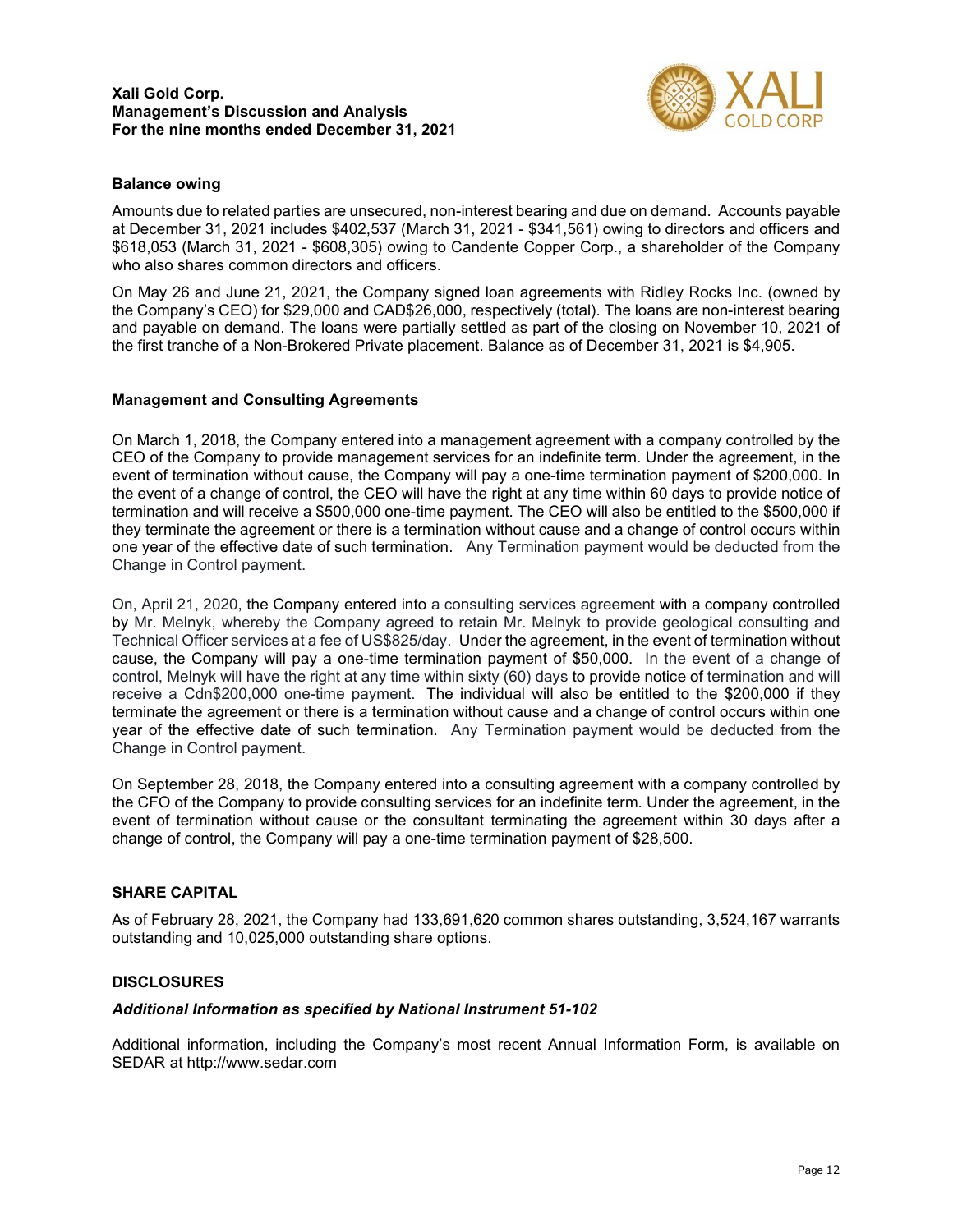#### Balance owing

Amounts due to related parties are unsecured, non-interest bearing and due on demand. Accounts payable at December 31, 2021 includes $402,537 (March 31, 2021 - $341,561) owing to directors and officers and $618,053 (March 31, 2021 - $608,305) owing to Candente Copper Corp., a shareholder of the Company who also shares common directors and officers.

On May 26 and June 21, 2021, the Company signed loan agreements with Ridley Rocks Inc. (owned by the Company's CEO) for $29,000 and CAD$26,000, respectively (total). The loans are non-interest bearing and payable on demand. The loans were partially settled as part of the closing on November 10, 2021 of the first tranche of a Non-Brokered Private placement. Balance as of December 31, 2021 is $4,905.

#### Management and Consulting Agreements

On March 1, 2018, the Company entered into a management agreement with a company controlled by the CEO of the Company to provide management services for an indefinite term. Under the agreement, in the event of termination without cause, the Company will pay a one-time termination payment of $200,000. In the event of a change of control, the CEO will have the right at any time within 60 days to provide notice of termination and will receive a $500,000 one-time payment. The CEO will also be entitled to the $500,000 if they terminate the agreement or there is a termination without cause and a change of control occurs within one year of the effective date of such termination. Any Termination payment would be deducted from the Change in Control payment.

On, April 21, 2020, the Company entered into a consulting services agreement with a company controlled by Mr. Melnyk, whereby the Company agreed to retain Mr. Melnyk to provide geological consulting and Technical Officer services at a fee of US$825/day. Under the agreement, in the event of termination without cause, the Company will pay a one-time termination payment of $50,000. In the event of a change of control, Melnyk will have the right at any time within sixty (60) days to provide notice of termination and will receive a Cdn$200,000 one-time payment. The individual will also be entitled to the $200,000 if they terminate the agreement or there is a termination without cause and a change of control occurs within one year of the effective date of such termination. Any Termination payment would be deducted from the Change in Control payment.

On September 28, 2018, the Company entered into a consulting agreement with a company controlled by the CFO of the Company to provide consulting services for an indefinite term. Under the agreement, in the event of termination without cause or the consultant terminating the agreement within 30 days after a change of control, the Company will pay a one-time termination payment of $28,500.

## SHARE CAPITAL

As of February 28, 2021, the Company had 133,691,620 common shares outstanding, 3,524,167 warrants outstanding and 10,025,000 outstanding share options.

## DISCLOSURES

***Additional Information as specified by National Instrument 51-102***

Additional information, including the Company's most recent Annual Information Form, is available on SEDAR at http://www.sedar.com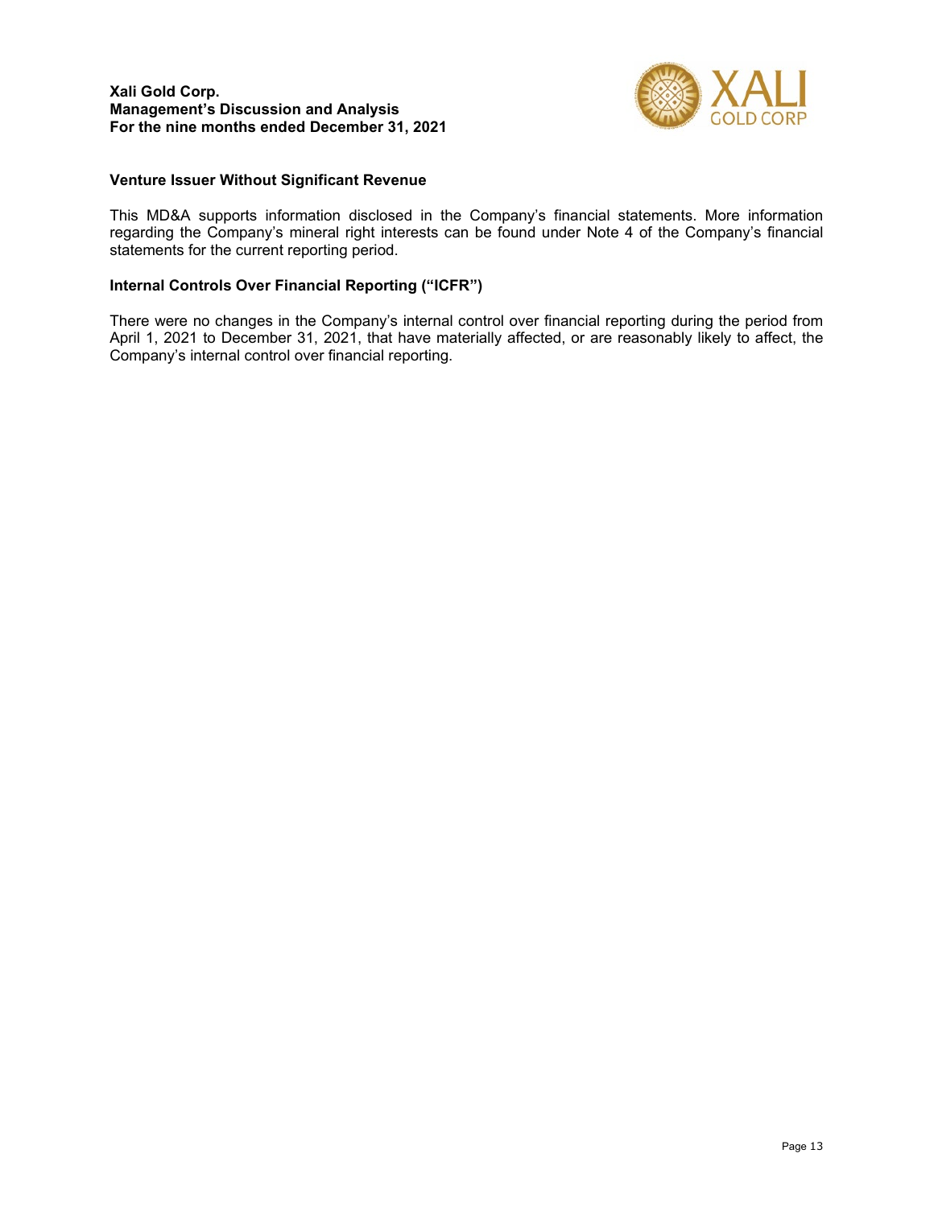## Venture Issuer Without Significant Revenue

This MD&A supports information disclosed in the Company's financial statements. More information regarding the Company's mineral right interests can be found under Note 4 of the Company's financial statements for the current reporting period.

## Internal Controls Over Financial Reporting ("ICFR")

There were no changes in the Company's internal control over financial reporting during the period from April 1, 2021 to December 31, 2021, that have materially affected, or are reasonably likely to affect, the Company's internal control over financial reporting.